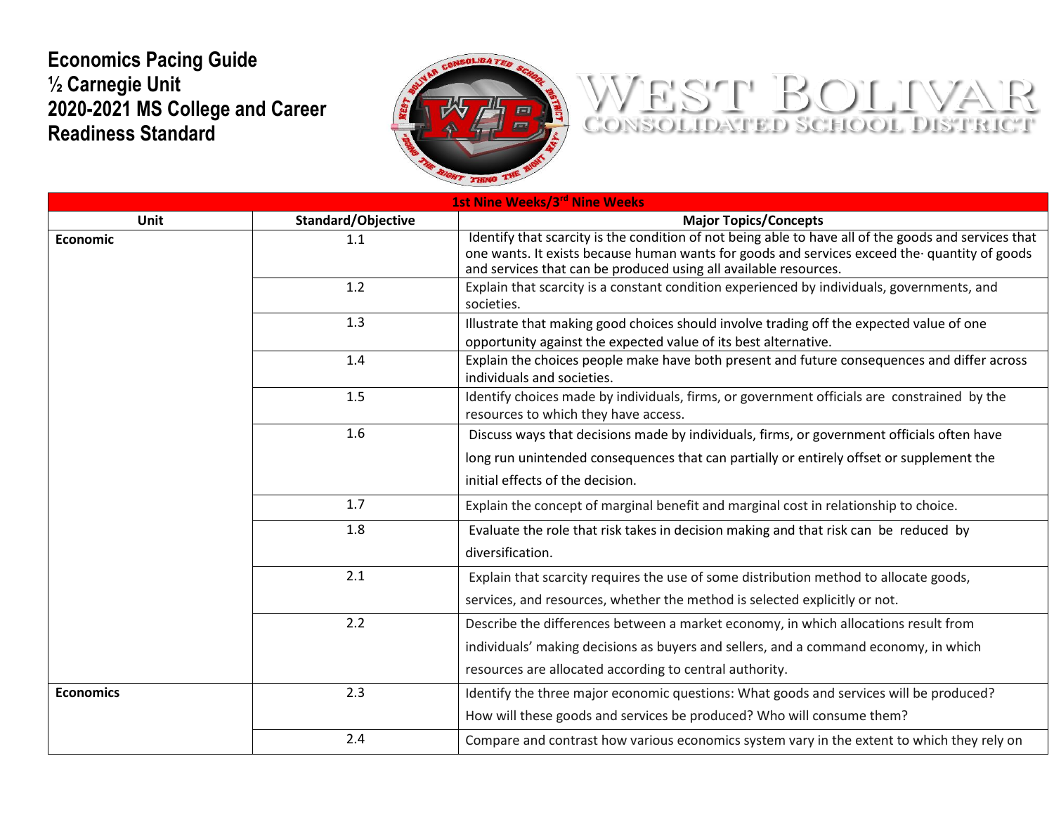# Economics Pacing Guide
# ½ Carnegie Unit
# 2020-2021 MS College and Career Readiness Standard

WEST BOLIVAR
CONSOLIDATED SCHOOL DISTRICT

| 1st Nine Weeks/3rd Nine Weeks | | |
|---|---|---|
| **Unit** | **Standard/Objective** | **Major Topics/Concepts** |
| **Economic** | 1.1 | Identify that scarcity is the condition of not being able to have all of the goods and services that one wants. It exists because human wants for goods and services exceed the· quantity of goods and services that can be produced using all available resources. |
| | 1.2 | Explain that scarcity is a constant condition experienced by individuals, governments, and societies. |
| | 1.3 | Illustrate that making good choices should involve trading off the expected value of one opportunity against the expected value of its best alternative. |
| | 1.4 | Explain the choices people make have both present and future consequences and differ across individuals and societies. |
| | 1.5 | Identify choices made by individuals, firms, or government officials are constrained by the resources to which they have access. |
| | 1.6 | Discuss ways that decisions made by individuals, firms, or government officials often have long run unintended consequences that can partially or entirely offset or supplement the initial effects of the decision. |
| | 1.7 | Explain the concept of marginal benefit and marginal cost in relationship to choice. |
| | 1.8 | Evaluate the role that risk takes in decision making and that risk can be reduced by diversification. |
| | 2.1 | Explain that scarcity requires the use of some distribution method to allocate goods, services, and resources, whether the method is selected explicitly or not. |
| | 2.2 | Describe the differences between a market economy, in which allocations result from individuals' making decisions as buyers and sellers, and a command economy, in which resources are allocated according to central authority. |
| **Economics** | 2.3 | Identify the three major economic questions: What goods and services will be produced? How will these goods and services be produced? Who will consume them? |
| | 2.4 | Compare and contrast how various economics system vary in the extent to which they rely on |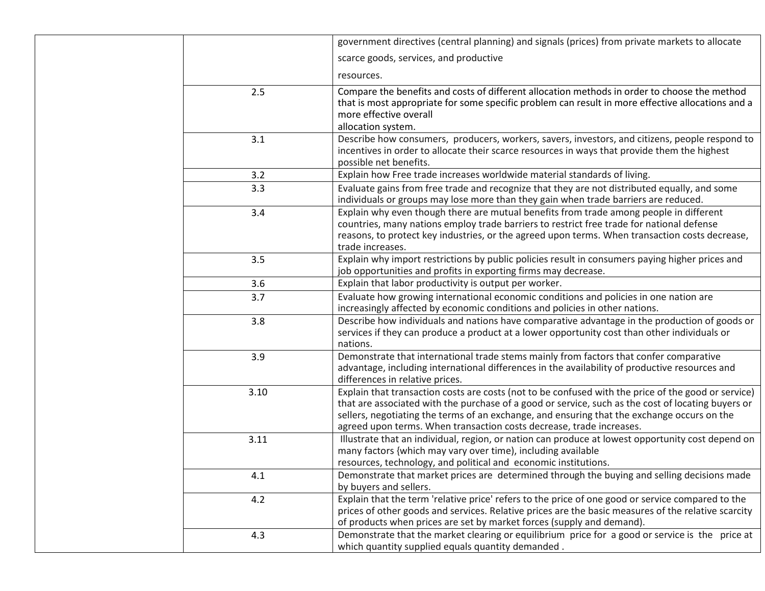| | | |
|---|---|---|
| | | government directives (central planning) and signals (prices) from private markets to allocate scarce goods, services, and productive resources. |
| | 2.5 | Compare the benefits and costs of different allocation methods in order to choose the method that is most appropriate for some specific problem can result in more effective allocations and a more effective overall allocation system. |
| | 3.1 | Describe how consumers, producers, workers, savers, investors, and citizens, people respond to incentives in order to allocate their scarce resources in ways that provide them the highest possible net benefits. |
| | 3.2 | Explain how Free trade increases worldwide material standards of living. |
| | 3.3 | Evaluate gains from free trade and recognize that they are not distributed equally, and some individuals or groups may lose more than they gain when trade barriers are reduced. |
| | 3.4 | Explain why even though there are mutual benefits from trade among people in different countries, many nations employ trade barriers to restrict free trade for national defense reasons, to protect key industries, or the agreed upon terms. When transaction costs decrease, trade increases. |
| | 3.5 | Explain why import restrictions by public policies result in consumers paying higher prices and job opportunities and profits in exporting firms may decrease. |
| | 3.6 | Explain that labor productivity is output per worker. |
| | 3.7 | Evaluate how growing international economic conditions and policies in one nation are increasingly affected by economic conditions and policies in other nations. |
| | 3.8 | Describe how individuals and nations have comparative advantage in the production of goods or services if they can produce a product at a lower opportunity cost than other individuals or nations. |
| | 3.9 | Demonstrate that international trade stems mainly from factors that confer comparative advantage, including international differences in the availability of productive resources and differences in relative prices. |
| | 3.10 | Explain that transaction costs are costs (not to be confused with the price of the good or service) that are associated with the purchase of a good or service, such as the cost of locating buyers or sellers, negotiating the terms of an exchange, and ensuring that the exchange occurs on the agreed upon terms. When transaction costs decrease, trade increases. |
| | 3.11 | Illustrate that an individual, region, or nation can produce at lowest opportunity cost depend on many factors {which may vary over time), including available resources, technology, and political and economic institutions. |
| | 4.1 | Demonstrate that market prices are determined through the buying and selling decisions made by buyers and sellers. |
| | 4.2 | Explain that the term 'relative price' refers to the price of one good or service compared to the prices of other goods and services. Relative prices are the basic measures of the relative scarcity of products when prices are set by market forces (supply and demand). |
| | 4.3 | Demonstrate that the market clearing or equilibrium price for a good or service is the price at which quantity supplied equals quantity demanded . |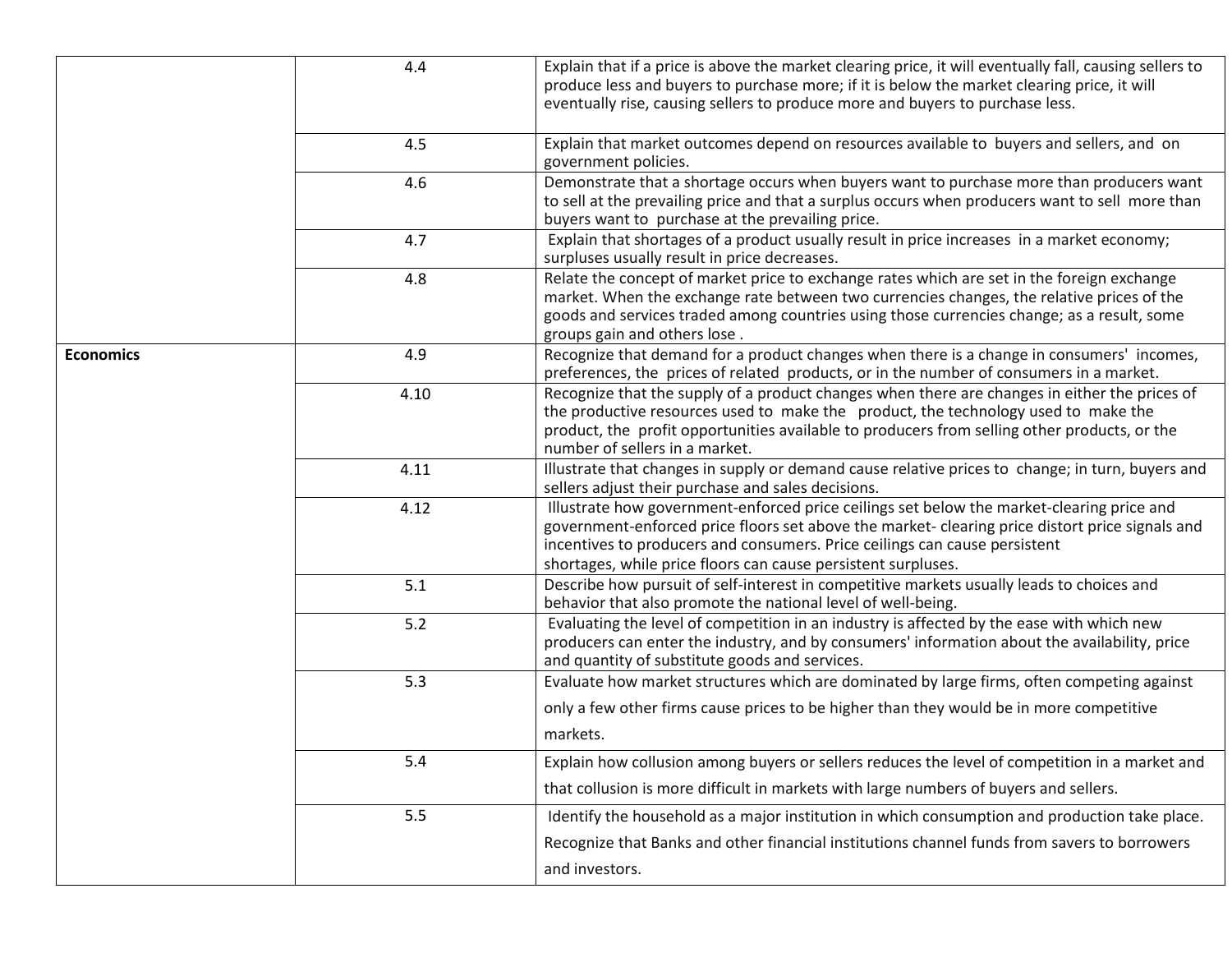| | | |
|---|---|---|
| | 4.4 | Explain that if a price is above the market clearing price, it will eventually fall, causing sellers to produce less and buyers to purchase more; if it is below the market clearing price, it will eventually rise, causing sellers to produce more and buyers to purchase less. |
| | 4.5 | Explain that market outcomes depend on resources available to buyers and sellers, and on government policies. |
| | 4.6 | Demonstrate that a shortage occurs when buyers want to purchase more than producers want to sell at the prevailing price and that a surplus occurs when producers want to sell more than buyers want to purchase at the prevailing price. |
| | 4.7 | Explain that shortages of a product usually result in price increases in a market economy; surpluses usually result in price decreases. |
| | 4.8 | Relate the concept of market price to exchange rates which are set in the foreign exchange market. When the exchange rate between two currencies changes, the relative prices of the goods and services traded among countries using those currencies change; as a result, some groups gain and others lose . |
| **Economics** | 4.9 | Recognize that demand for a product changes when there is a change in consumers' incomes, preferences, the prices of related products, or in the number of consumers in a market. |
| | 4.10 | Recognize that the supply of a product changes when there are changes in either the prices of the productive resources used to make the product, the technology used to make the product, the profit opportunities available to producers from selling other products, or the number of sellers in a market. |
| | 4.11 | Illustrate that changes in supply or demand cause relative prices to change; in turn, buyers and sellers adjust their purchase and sales decisions. |
| | 4.12 | Illustrate how government-enforced price ceilings set below the market-clearing price and government-enforced price floors set above the market- clearing price distort price signals and incentives to producers and consumers. Price ceilings can cause persistent shortages, while price floors can cause persistent surpluses. |
| | 5.1 | Describe how pursuit of self-interest in competitive markets usually leads to choices and behavior that also promote the national level of well-being. |
| | 5.2 | Evaluating the level of competition in an industry is affected by the ease with which new producers can enter the industry, and by consumers' information about the availability, price and quantity of substitute goods and services. |
| | 5.3 | Evaluate how market structures which are dominated by large firms, often competing against only a few other firms cause prices to be higher than they would be in more competitive markets. |
| | 5.4 | Explain how collusion among buyers or sellers reduces the level of competition in a market and that collusion is more difficult in markets with large numbers of buyers and sellers. |
| | 5.5 | Identify the household as a major institution in which consumption and production take place. Recognize that Banks and other financial institutions channel funds from savers to borrowers and investors. |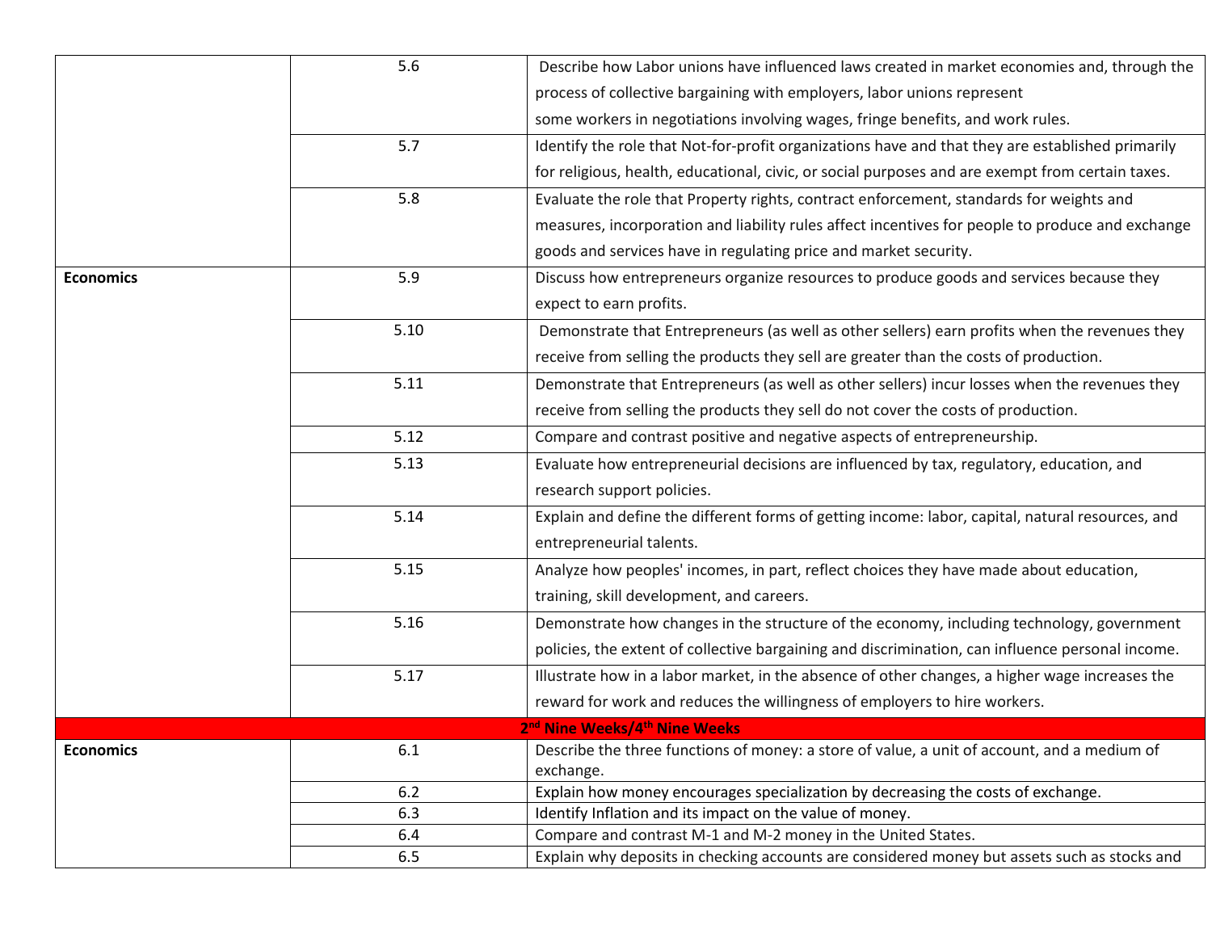| | | |
|---|---|---|
| | 5.6 | Describe how Labor unions have influenced laws created in market economies and, through the process of collective bargaining with employers, labor unions represent some workers in negotiations involving wages, fringe benefits, and work rules. |
| | 5.7 | Identify the role that Not-for-profit organizations have and that they are established primarily for religious, health, educational, civic, or social purposes and are exempt from certain taxes. |
| | 5.8 | Evaluate the role that Property rights, contract enforcement, standards for weights and measures, incorporation and liability rules affect incentives for people to produce and exchange goods and services have in regulating price and market security. |
| **Economics** | 5.9 | Discuss how entrepreneurs organize resources to produce goods and services because they expect to earn profits. |
| | 5.10 | Demonstrate that Entrepreneurs (as well as other sellers) earn profits when the revenues they receive from selling the products they sell are greater than the costs of production. |
| | 5.11 | Demonstrate that Entrepreneurs (as well as other sellers) incur losses when the revenues they receive from selling the products they sell do not cover the costs of production. |
| | 5.12 | Compare and contrast positive and negative aspects of entrepreneurship. |
| | 5.13 | Evaluate how entrepreneurial decisions are influenced by tax, regulatory, education, and research support policies. |
| | 5.14 | Explain and define the different forms of getting income: labor, capital, natural resources, and entrepreneurial talents. |
| | 5.15 | Analyze how peoples' incomes, in part, reflect choices they have made about education, training, skill development, and careers. |
| | 5.16 | Demonstrate how changes in the structure of the economy, including technology, government policies, the extent of collective bargaining and discrimination, can influence personal income. |
| | 5.17 | Illustrate how in a labor market, in the absence of other changes, a higher wage increases the reward for work and reduces the willingness of employers to hire workers. |
| | **2nd Nine Weeks/4th Nine Weeks** | |
| **Economics** | 6.1 | Describe the three functions of money: a store of value, a unit of account, and a medium of exchange. |
| | 6.2 | Explain how money encourages specialization by decreasing the costs of exchange. |
| | 6.3 | Identify Inflation and its impact on the value of money. |
| | 6.4 | Compare and contrast M-1 and M-2 money in the United States. |
| | 6.5 | Explain why deposits in checking accounts are considered money but assets such as stocks and |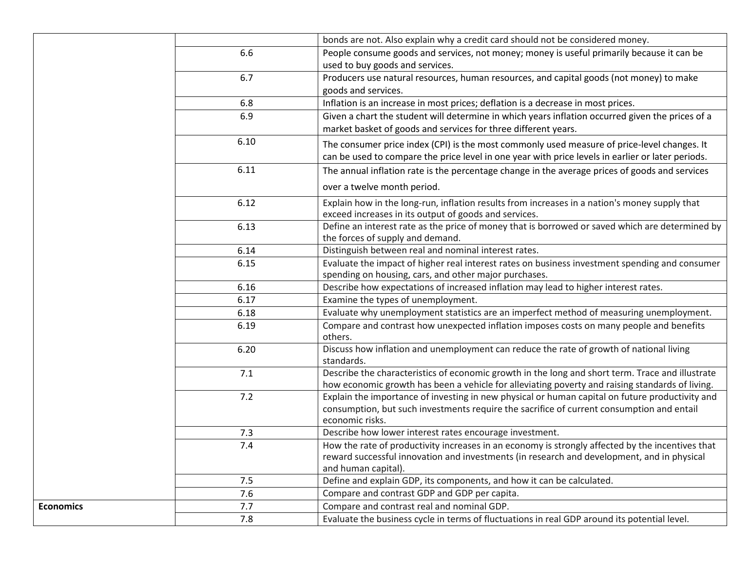| | | |
|---|---|---|
| | | bonds are not. Also explain why a credit card should not be considered money. |
| | 6.6 | People consume goods and services, not money; money is useful primarily because it can be used to buy goods and services. |
| | 6.7 | Producers use natural resources, human resources, and capital goods (not money) to make goods and services. |
| | 6.8 | Inflation is an increase in most prices; deflation is a decrease in most prices. |
| | 6.9 | Given a chart the student will determine in which years inflation occurred given the prices of a market basket of goods and services for three different years. |
| | 6.10 | The consumer price index (CPI) is the most commonly used measure of price-level changes. It can be used to compare the price level in one year with price levels in earlier or later periods. |
| | 6.11 | The annual inflation rate is the percentage change in the average prices of goods and services over a twelve month period. |
| | 6.12 | Explain how in the long-run, inflation results from increases in a nation's money supply that exceed increases in its output of goods and services. |
| | 6.13 | Define an interest rate as the price of money that is borrowed or saved which are determined by the forces of supply and demand. |
| | 6.14 | Distinguish between real and nominal interest rates. |
| | 6.15 | Evaluate the impact of higher real interest rates on business investment spending and consumer spending on housing, cars, and other major purchases. |
| | 6.16 | Describe how expectations of increased inflation may lead to higher interest rates. |
| | 6.17 | Examine the types of unemployment. |
| | 6.18 | Evaluate why unemployment statistics are an imperfect method of measuring unemployment. |
| | 6.19 | Compare and contrast how unexpected inflation imposes costs on many people and benefits others. |
| | 6.20 | Discuss how inflation and unemployment can reduce the rate of growth of national living standards. |
| | 7.1 | Describe the characteristics of economic growth in the long and short term. Trace and illustrate how economic growth has been a vehicle for alleviating poverty and raising standards of living. |
| | 7.2 | Explain the importance of investing in new physical or human capital on future productivity and consumption, but such investments require the sacrifice of current consumption and entail economic risks. |
| | 7.3 | Describe how lower interest rates encourage investment. |
| | 7.4 | How the rate of productivity increases in an economy is strongly affected by the incentives that reward successful innovation and investments (in research and development, and in physical and human capital). |
| | 7.5 | Define and explain GDP, its components, and how it can be calculated. |
| | 7.6 | Compare and contrast GDP and GDP per capita. |
| **Economics** | 7.7 | Compare and contrast real and nominal GDP. |
| | 7.8 | Evaluate the business cycle in terms of fluctuations in real GDP around its potential level. |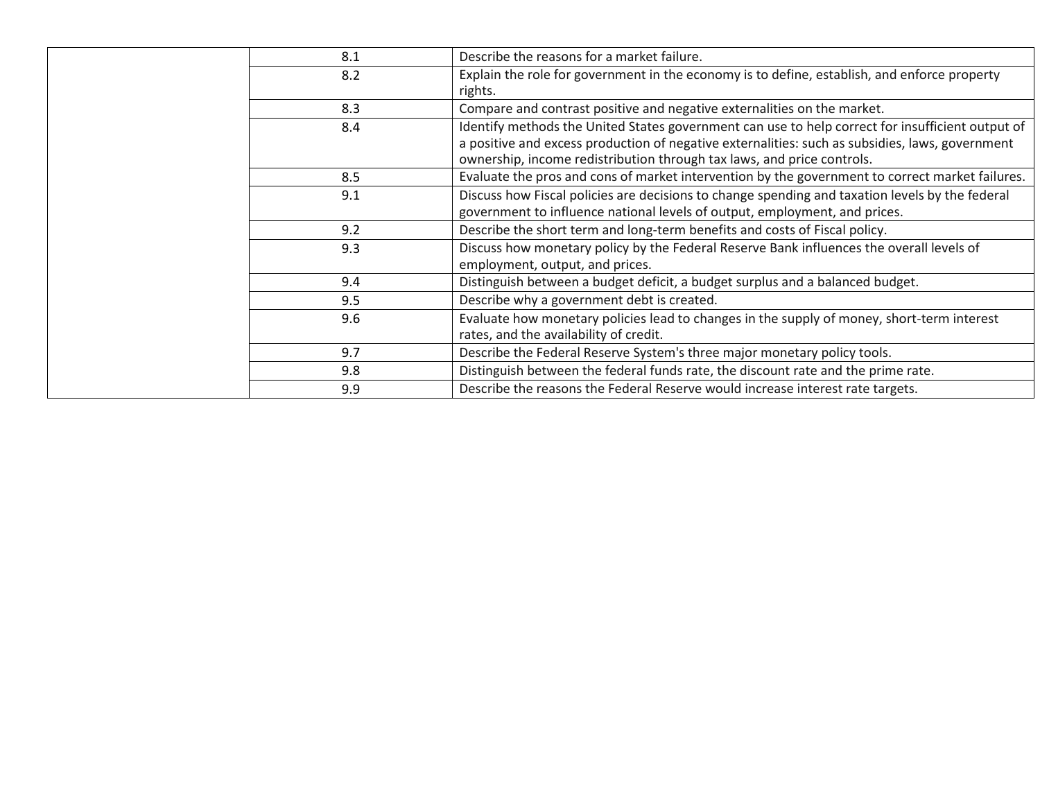| | | |
|---|---|---|
| | 8.1 | Describe the reasons for a market failure. |
| | 8.2 | Explain the role for government in the economy is to define, establish, and enforce property rights. |
| | 8.3 | Compare and contrast positive and negative externalities on the market. |
| | 8.4 | Identify methods the United States government can use to help correct for insufficient output of a positive and excess production of negative externalities: such as subsidies, laws, government ownership, income redistribution through tax laws, and price controls. |
| | 8.5 | Evaluate the pros and cons of market intervention by the government to correct market failures. |
| | 9.1 | Discuss how Fiscal policies are decisions to change spending and taxation levels by the federal government to influence national levels of output, employment, and prices. |
| | 9.2 | Describe the short term and long-term benefits and costs of Fiscal policy. |
| | 9.3 | Discuss how monetary policy by the Federal Reserve Bank influences the overall levels of employment, output, and prices. |
| | 9.4 | Distinguish between a budget deficit, a budget surplus and a balanced budget. |
| | 9.5 | Describe why a government debt is created. |
| | 9.6 | Evaluate how monetary policies lead to changes in the supply of money, short-term interest rates, and the availability of credit. |
| | 9.7 | Describe the Federal Reserve System's three major monetary policy tools. |
| | 9.8 | Distinguish between the federal funds rate, the discount rate and the prime rate. |
| | 9.9 | Describe the reasons the Federal Reserve would increase interest rate targets. |